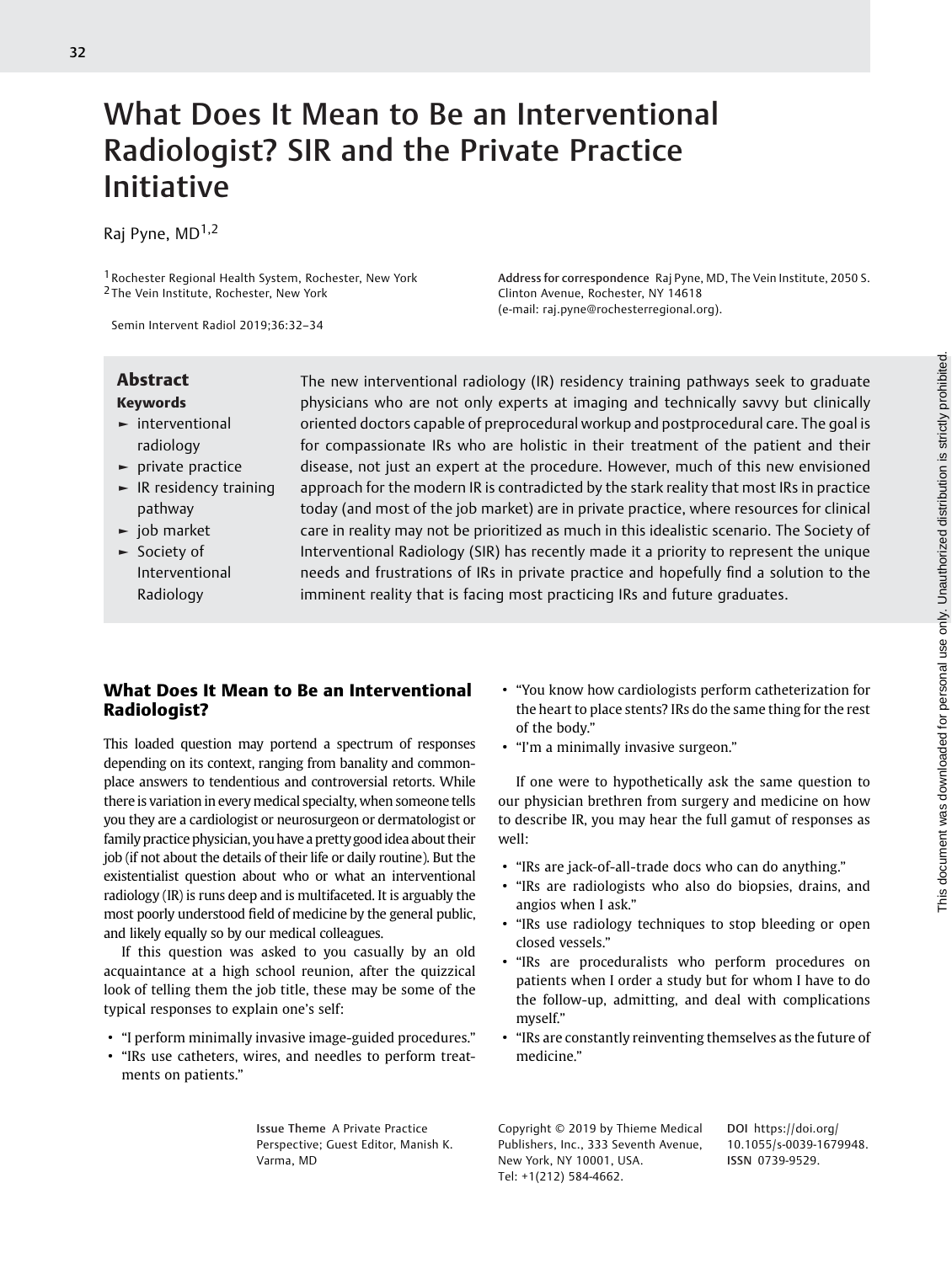# What Does It Mean to Be an Interventional Radiologist? SIR and the Private Practice Initiative

Raj Pyne, MD[1,2]

[1] Rochester Regional Health System, Rochester, New York
[2] The Vein Institute, Rochester, New York

Semin Intervent Radiol 2019;36:32–34

Address for correspondence Raj Pyne, MD, The Vein Institute, 2050 S. Clinton Avenue, Rochester, NY 14618 (e-mail: raj.pyne@rochesterregional.org).

## Abstract

The new interventional radiology (IR) residency training pathways seek to graduate physicians who are not only experts at imaging and technically savvy but clinically oriented doctors capable of preprocedural workup and postprocedural care. The goal is for compassionate IRs who are holistic in their treatment of the patient and their disease, not just an expert at the procedure. However, much of this new envisioned approach for the modern IR is contradicted by the stark reality that most IRs in practice today (and most of the job market) are in private practice, where resources for clinical care in reality may not be prioritized as much in this idealistic scenario. The Society of Interventional Radiology (SIR) has recently made it a priority to represent the unique needs and frustrations of IRs in private practice and hopefully find a solution to the imminent reality that is facing most practicing IRs and future graduates.

**Keywords**

- interventional radiology
- private practice
- IR residency training pathway
- job market
- Society of Interventional Radiology

## What Does It Mean to Be an Interventional Radiologist?

This loaded question may portend a spectrum of responses depending on its context, ranging from banality and commonplace answers to tendentious and controversial retorts. While there is variation in every medical specialty, when someone tells you they are a cardiologist or neurosurgeon or dermatologist or family practice physician, you have a pretty good idea about their job (if not about the details of their life or daily routine). But the existentialist question about who or what an interventional radiology (IR) is runs deep and is multifaceted. It is arguably the most poorly understood field of medicine by the general public, and likely equally so by our medical colleagues.

If this question was asked to you casually by an old acquaintance at a high school reunion, after the quizzical look of telling them the job title, these may be some of the typical responses to explain one's self:

- "I perform minimally invasive image-guided procedures."
- "IRs use catheters, wires, and needles to perform treatments on patients."
- "You know how cardiologists perform catheterization for the heart to place stents? IRs do the same thing for the rest of the body."
- "I'm a minimally invasive surgeon."

If one were to hypothetically ask the same question to our physician brethren from surgery and medicine on how to describe IR, you may hear the full gamut of responses as well:

- "IRs are jack-of-all-trade docs who can do anything."
- "IRs are radiologists who also do biopsies, drains, and angios when I ask."
- "IRs use radiology techniques to stop bleeding or open closed vessels."
- "IRs are proceduralists who perform procedures on patients when I order a study but for whom I have to do the follow-up, admitting, and deal with complications myself."
- "IRs are constantly reinventing themselves as the future of medicine."

Issue Theme A Private Practice Perspective; Guest Editor, Manish K. Varma, MD

Copyright © 2019 by Thieme Medical Publishers, Inc., 333 Seventh Avenue, New York, NY 10001, USA. Tel: +1(212) 584-4662.

DOI https://doi.org/10.1055/s-0039-1679948. ISSN 0739-9529.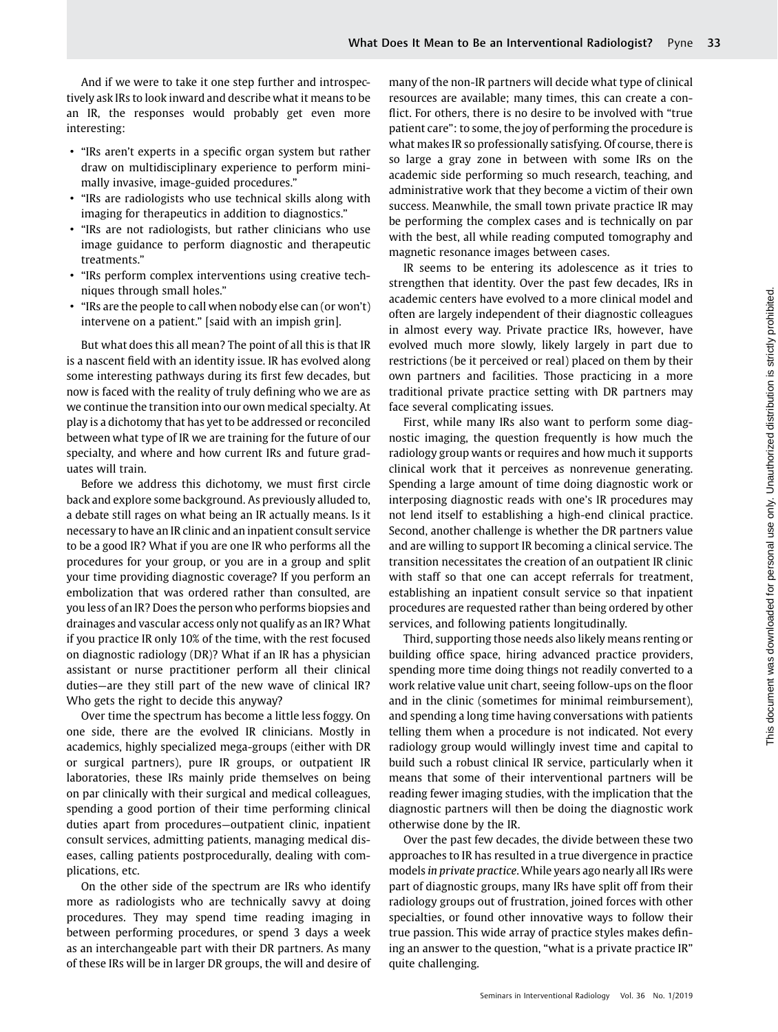And if we were to take it one step further and introspectively ask IRs to look inward and describe what it means to be an IR, the responses would probably get even more interesting:

- "IRs aren't experts in a specific organ system but rather draw on multidisciplinary experience to perform minimally invasive, image-guided procedures."
- "IRs are radiologists who use technical skills along with imaging for therapeutics in addition to diagnostics."
- "IRs are not radiologists, but rather clinicians who use image guidance to perform diagnostic and therapeutic treatments."
- "IRs perform complex interventions using creative techniques through small holes."
- "IRs are the people to call when nobody else can (or won't) intervene on a patient." [said with an impish grin].

But what does this all mean? The point of all this is that IR is a nascent field with an identity issue. IR has evolved along some interesting pathways during its first few decades, but now is faced with the reality of truly defining who we are as we continue the transition into our own medical specialty. At play is a dichotomy that has yet to be addressed or reconciled between what type of IR we are training for the future of our specialty, and where and how current IRs and future graduates will train.

Before we address this dichotomy, we must first circle back and explore some background. As previously alluded to, a debate still rages on what being an IR actually means. Is it necessary to have an IR clinic and an inpatient consult service to be a good IR? What if you are one IR who performs all the procedures for your group, or you are in a group and split your time providing diagnostic coverage? If you perform an embolization that was ordered rather than consulted, are you less of an IR? Does the person who performs biopsies and drainages and vascular access only not qualify as an IR? What if you practice IR only 10% of the time, with the rest focused on diagnostic radiology (DR)? What if an IR has a physician assistant or nurse practitioner perform all their clinical duties—are they still part of the new wave of clinical IR? Who gets the right to decide this anyway?

Over time the spectrum has become a little less foggy. On one side, there are the evolved IR clinicians. Mostly in academics, highly specialized mega-groups (either with DR or surgical partners), pure IR groups, or outpatient IR laboratories, these IRs mainly pride themselves on being on par clinically with their surgical and medical colleagues, spending a good portion of their time performing clinical duties apart from procedures—outpatient clinic, inpatient consult services, admitting patients, managing medical diseases, calling patients postprocedurally, dealing with complications, etc.

On the other side of the spectrum are IRs who identify more as radiologists who are technically savvy at doing procedures. They may spend time reading imaging in between performing procedures, or spend 3 days a week as an interchangeable part with their DR partners. As many of these IRs will be in larger DR groups, the will and desire of many of the non-IR partners will decide what type of clinical resources are available; many times, this can create a conflict. For others, there is no desire to be involved with "true patient care": to some, the joy of performing the procedure is what makes IR so professionally satisfying. Of course, there is so large a gray zone in between with some IRs on the academic side performing so much research, teaching, and administrative work that they become a victim of their own success. Meanwhile, the small town private practice IR may be performing the complex cases and is technically on par with the best, all while reading computed tomography and magnetic resonance images between cases.

IR seems to be entering its adolescence as it tries to strengthen that identity. Over the past few decades, IRs in academic centers have evolved to a more clinical model and often are largely independent of their diagnostic colleagues in almost every way. Private practice IRs, however, have evolved much more slowly, likely largely in part due to restrictions (be it perceived or real) placed on them by their own partners and facilities. Those practicing in a more traditional private practice setting with DR partners may face several complicating issues.

First, while many IRs also want to perform some diagnostic imaging, the question frequently is how much the radiology group wants or requires and how much it supports clinical work that it perceives as nonrevenue generating. Spending a large amount of time doing diagnostic work or interposing diagnostic reads with one's IR procedures may not lend itself to establishing a high-end clinical practice. Second, another challenge is whether the DR partners value and are willing to support IR becoming a clinical service. The transition necessitates the creation of an outpatient IR clinic with staff so that one can accept referrals for treatment, establishing an inpatient consult service so that inpatient procedures are requested rather than being ordered by other services, and following patients longitudinally.

Third, supporting those needs also likely means renting or building office space, hiring advanced practice providers, spending more time doing things not readily converted to a work relative value unit chart, seeing follow-ups on the floor and in the clinic (sometimes for minimal reimbursement), and spending a long time having conversations with patients telling them when a procedure is not indicated. Not every radiology group would willingly invest time and capital to build such a robust clinical IR service, particularly when it means that some of their interventional partners will be reading fewer imaging studies, with the implication that the diagnostic partners will then be doing the diagnostic work otherwise done by the IR.

Over the past few decades, the divide between these two approaches to IR has resulted in a true divergence in practice models *in private practice*. While years ago nearly all IRs were part of diagnostic groups, many IRs have split off from their radiology groups out of frustration, joined forces with other specialties, or found other innovative ways to follow their true passion. This wide array of practice styles makes defining an answer to the question, "what is a private practice IR" quite challenging.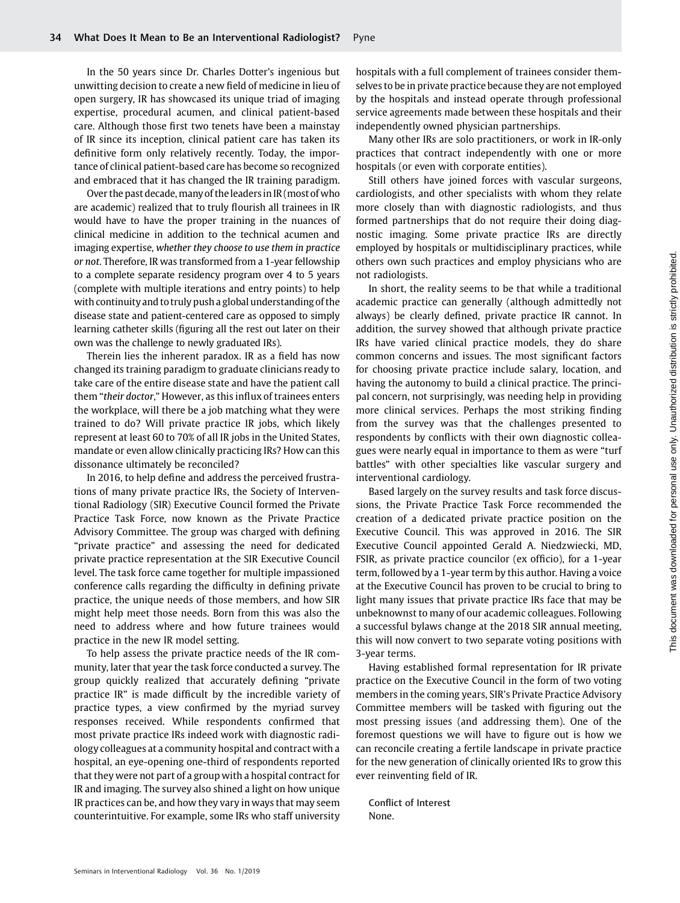In the 50 years since Dr. Charles Dotter's ingenious but unwitting decision to create a new field of medicine in lieu of open surgery, IR has showcased its unique triad of imaging expertise, procedural acumen, and clinical patient-based care. Although those first two tenets have been a mainstay of IR since its inception, clinical patient care has taken its definitive form only relatively recently. Today, the importance of clinical patient-based care has become so recognized and embraced that it has changed the IR training paradigm.

Over the past decade, many of the leaders in IR (most of who are academic) realized that to truly flourish all trainees in IR would have to have the proper training in the nuances of clinical medicine in addition to the technical acumen and imaging expertise, *whether they choose to use them in practice or not*. Therefore, IR was transformed from a 1-year fellowship to a complete separate residency program over 4 to 5 years (complete with multiple iterations and entry points) to help with continuity and to truly push a global understanding of the disease state and patient-centered care as opposed to simply learning catheter skills (figuring all the rest out later on their own was the challenge to newly graduated IRs).

Therein lies the inherent paradox. IR as a field has now changed its training paradigm to graduate clinicians ready to take care of the entire disease state and have the patient call them "*their doctor*," However, as this influx of trainees enters the workplace, will there be a job matching what they were trained to do? Will private practice IR jobs, which likely represent at least 60 to 70% of all IR jobs in the United States, mandate or even allow clinically practicing IRs? How can this dissonance ultimately be reconciled?

In 2016, to help define and address the perceived frustrations of many private practice IRs, the Society of Interventional Radiology (SIR) Executive Council formed the Private Practice Task Force, now known as the Private Practice Advisory Committee. The group was charged with defining "private practice" and assessing the need for dedicated private practice representation at the SIR Executive Council level. The task force came together for multiple impassioned conference calls regarding the difficulty in defining private practice, the unique needs of those members, and how SIR might help meet those needs. Born from this was also the need to address where and how future trainees would practice in the new IR model setting.

To help assess the private practice needs of the IR community, later that year the task force conducted a survey. The group quickly realized that accurately defining "private practice IR" is made difficult by the incredible variety of practice types, a view confirmed by the myriad survey responses received. While respondents confirmed that most private practice IRs indeed work with diagnostic radiology colleagues at a community hospital and contract with a hospital, an eye-opening one-third of respondents reported that they were not part of a group with a hospital contract for IR and imaging. The survey also shined a light on how unique IR practices can be, and how they vary in ways that may seem counterintuitive. For example, some IRs who staff university hospitals with a full complement of trainees consider themselves to be in private practice because they are not employed by the hospitals and instead operate through professional service agreements made between these hospitals and their independently owned physician partnerships.

Many other IRs are solo practitioners, or work in IR-only practices that contract independently with one or more hospitals (or even with corporate entities).

Still others have joined forces with vascular surgeons, cardiologists, and other specialists with whom they relate more closely than with diagnostic radiologists, and thus formed partnerships that do not require their doing diagnostic imaging. Some private practice IRs are directly employed by hospitals or multidisciplinary practices, while others own such practices and employ physicians who are not radiologists.

In short, the reality seems to be that while a traditional academic practice can generally (although admittedly not always) be clearly defined, private practice IR cannot. In addition, the survey showed that although private practice IRs have varied clinical practice models, they do share common concerns and issues. The most significant factors for choosing private practice include salary, location, and having the autonomy to build a clinical practice. The principal concern, not surprisingly, was needing help in providing more clinical services. Perhaps the most striking finding from the survey was that the challenges presented to respondents by conflicts with their own diagnostic colleagues were nearly equal in importance to them as were "turf battles" with other specialties like vascular surgery and interventional cardiology.

Based largely on the survey results and task force discussions, the Private Practice Task Force recommended the creation of a dedicated private practice position on the Executive Council. This was approved in 2016. The SIR Executive Council appointed Gerald A. Niedzwiecki, MD, FSIR, as private practice councilor (ex officio), for a 1-year term, followed by a 1-year term by this author. Having a voice at the Executive Council has proven to be crucial to bring to light many issues that private practice IRs face that may be unbeknownst to many of our academic colleagues. Following a successful bylaws change at the 2018 SIR annual meeting, this will now convert to two separate voting positions with 3-year terms.

Having established formal representation for IR private practice on the Executive Council in the form of two voting members in the coming years, SIR's Private Practice Advisory Committee members will be tasked with figuring out the most pressing issues (and addressing them). One of the foremost questions we will have to figure out is how we can reconcile creating a fertile landscape in private practice for the new generation of clinically oriented IRs to grow this ever reinventing field of IR.

**Conflict of Interest**

None.